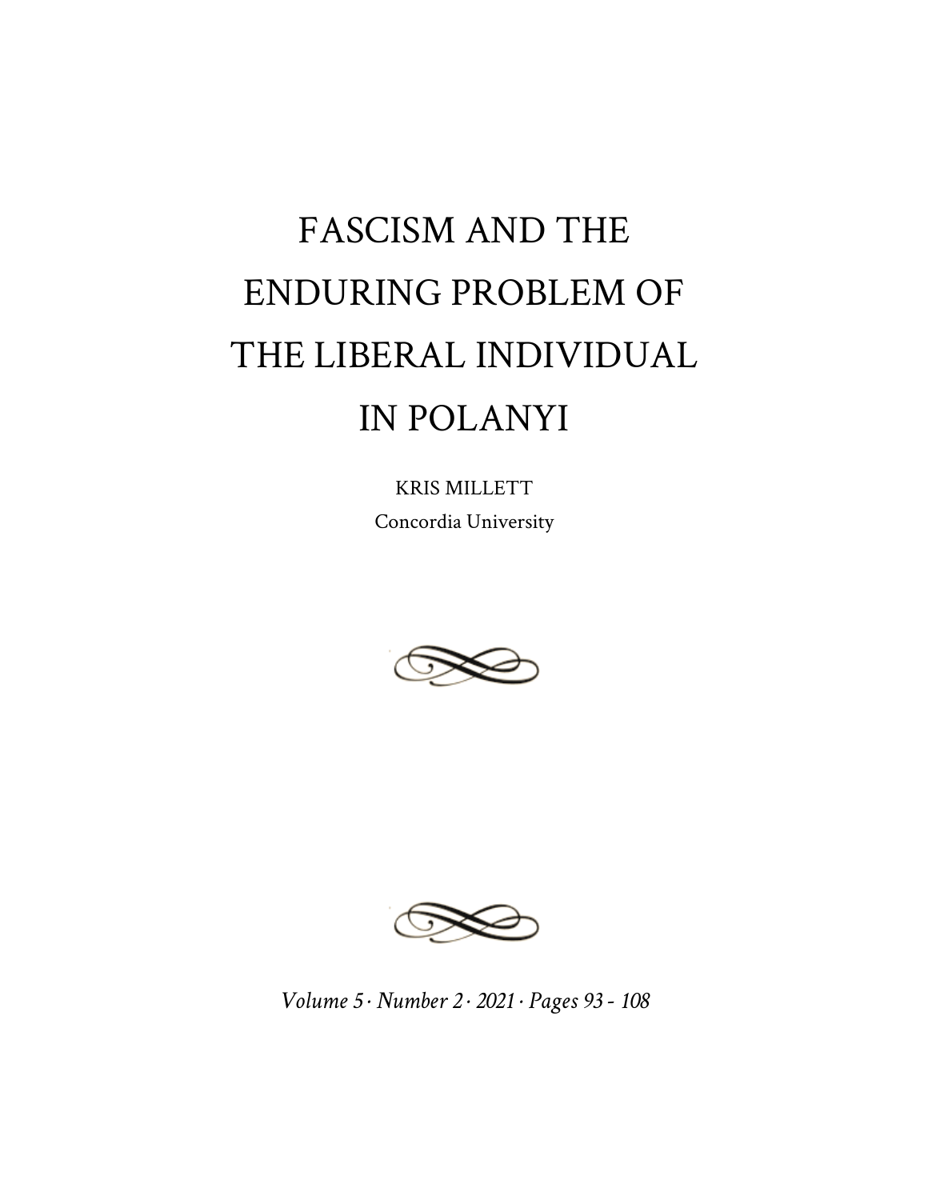# FASCISM AND THE ENDURING PROBLEM OF THE LIBERAL INDIVIDUAL IN POLANYI

KRIS MILLETT

Concordia University

*Volume 5 · Number 2 · 2021 · Pages 93 - 108*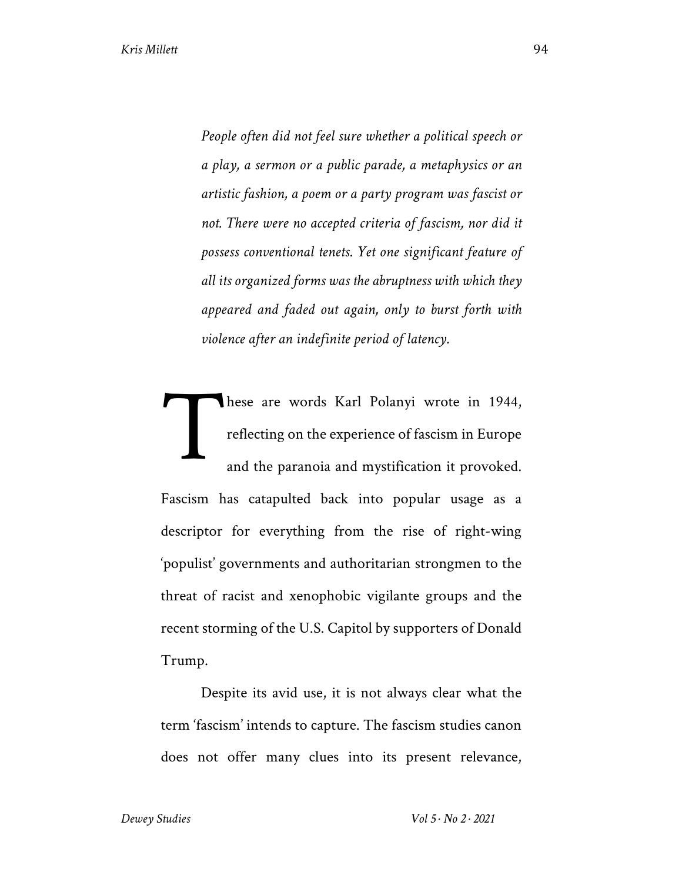> *People often did not feel sure whether a political speech or a play, a sermon or a public parade, a metaphysics or an artistic fashion, a poem or a party program was fascist or not. There were no accepted criteria of fascism, nor did it possess conventional tenets. Yet one significant feature of all its organized forms was the abruptness with which they appeared and faded out again, only to burst forth with violence after an indefinite period of latency.*

These are words Karl Polanyi wrote in 1944, reflecting on the experience of fascism in Europe and the paranoia and mystification it provoked. Fascism has catapulted back into popular usage as a descriptor for everything from the rise of right-wing 'populist' governments and authoritarian strongmen to the threat of racist and xenophobic vigilante groups and the recent storming of the U.S. Capitol by supporters of Donald Trump.

Despite its avid use, it is not always clear what the term 'fascism' intends to capture. The fascism studies canon does not offer many clues into its present relevance,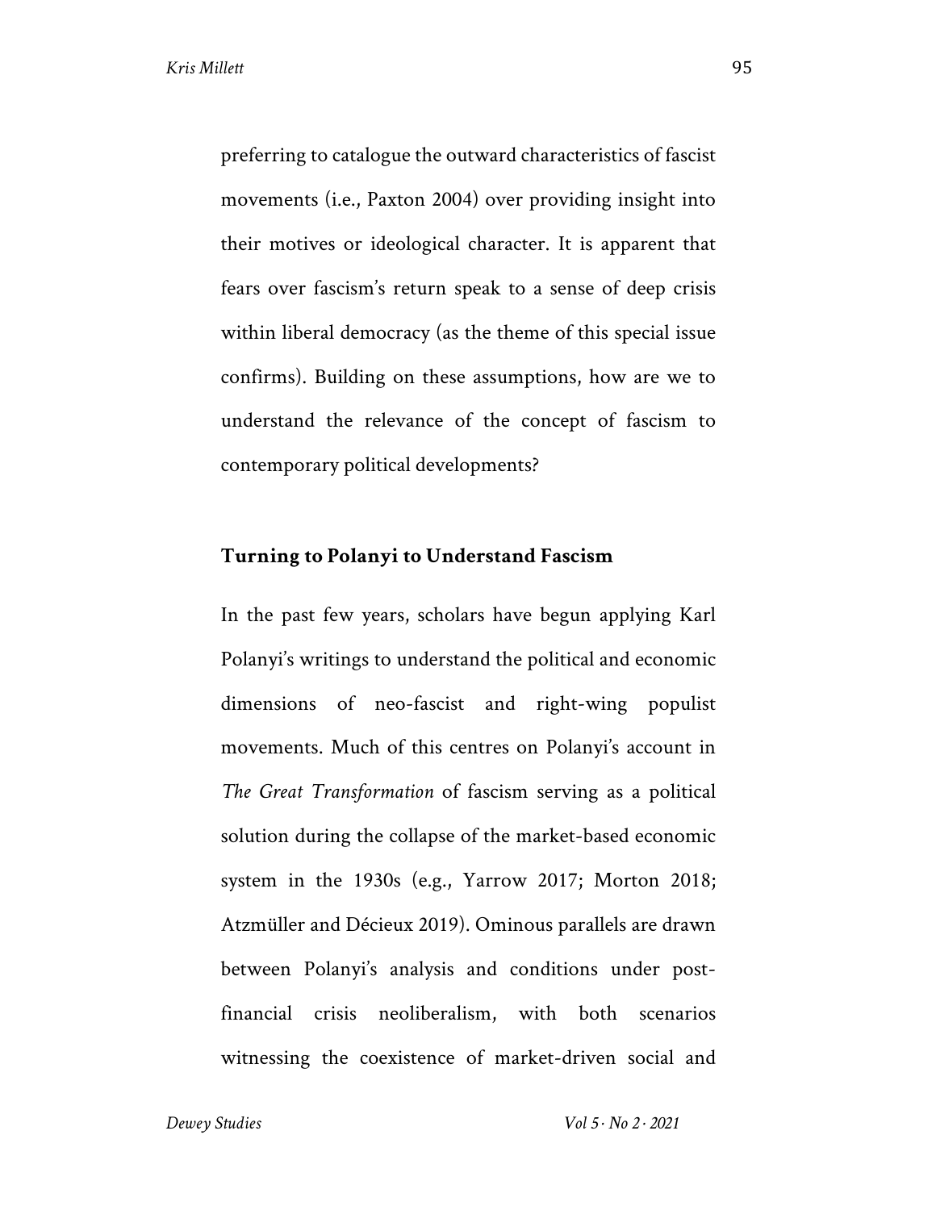preferring to catalogue the outward characteristics of fascist movements (i.e., Paxton 2004) over providing insight into their motives or ideological character. It is apparent that fears over fascism's return speak to a sense of deep crisis within liberal democracy (as the theme of this special issue confirms). Building on these assumptions, how are we to understand the relevance of the concept of fascism to contemporary political developments?

## Turning to Polanyi to Understand Fascism

In the past few years, scholars have begun applying Karl Polanyi's writings to understand the political and economic dimensions of neo-fascist and right-wing populist movements. Much of this centres on Polanyi's account in *The Great Transformation* of fascism serving as a political solution during the collapse of the market-based economic system in the 1930s (e.g., Yarrow 2017; Morton 2018; Atzmüller and Décieux 2019). Ominous parallels are drawn between Polanyi's analysis and conditions under post-financial crisis neoliberalism, with both scenarios witnessing the coexistence of market-driven social and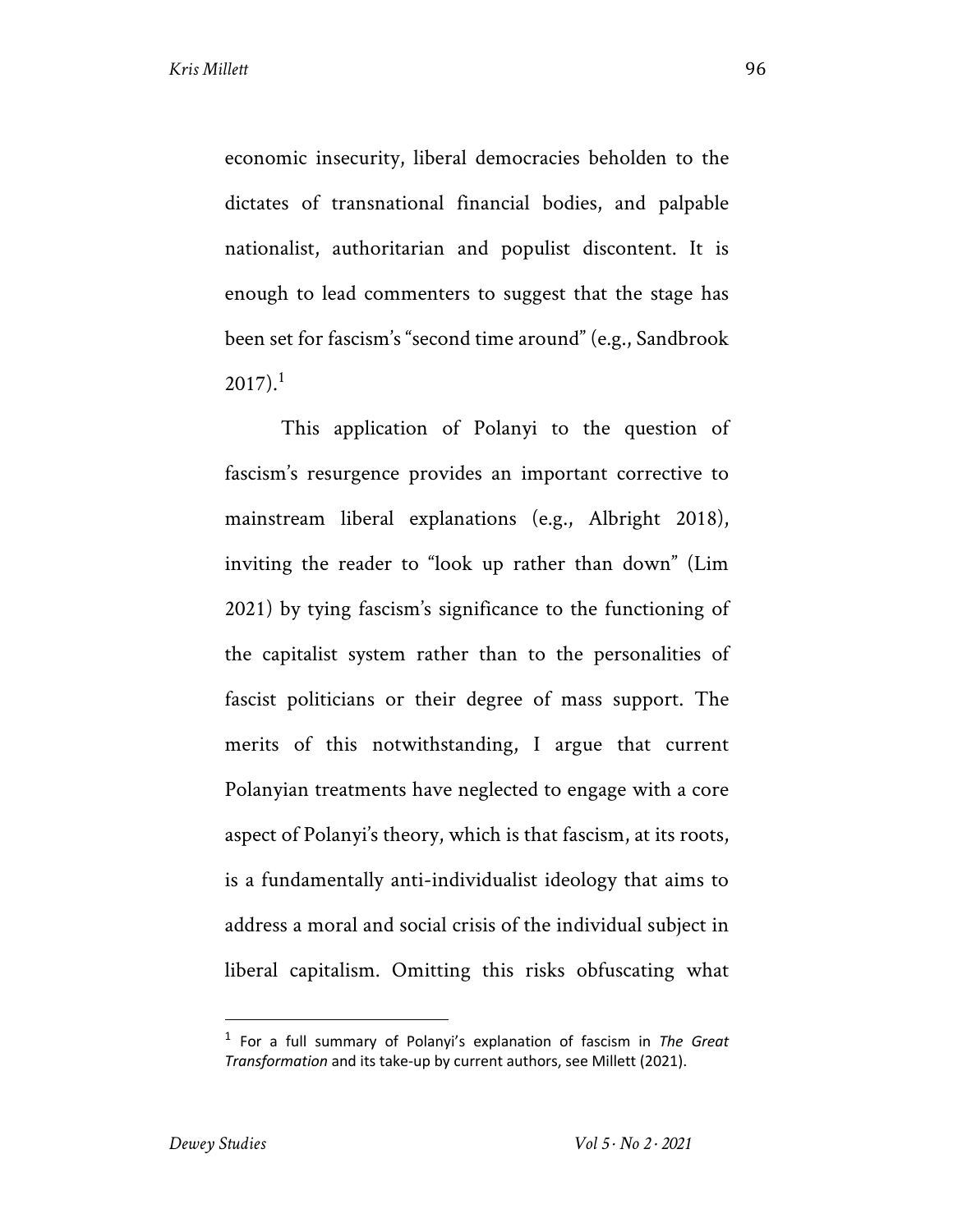economic insecurity, liberal democracies beholden to the dictates of transnational financial bodies, and palpable nationalist, authoritarian and populist discontent. It is enough to lead commenters to suggest that the stage has been set for fascism's "second time around" (e.g., Sandbrook 2017).[1]

This application of Polanyi to the question of fascism's resurgence provides an important corrective to mainstream liberal explanations (e.g., Albright 2018), inviting the reader to "look up rather than down" (Lim 2021) by tying fascism's significance to the functioning of the capitalist system rather than to the personalities of fascist politicians or their degree of mass support. The merits of this notwithstanding, I argue that current Polanyian treatments have neglected to engage with a core aspect of Polanyi's theory, which is that fascism, at its roots, is a fundamentally anti-individualist ideology that aims to address a moral and social crisis of the individual subject in liberal capitalism. Omitting this risks obfuscating what

---

[1] For a full summary of Polanyi's explanation of fascism in *The Great Transformation* and its take-up by current authors, see Millett (2021).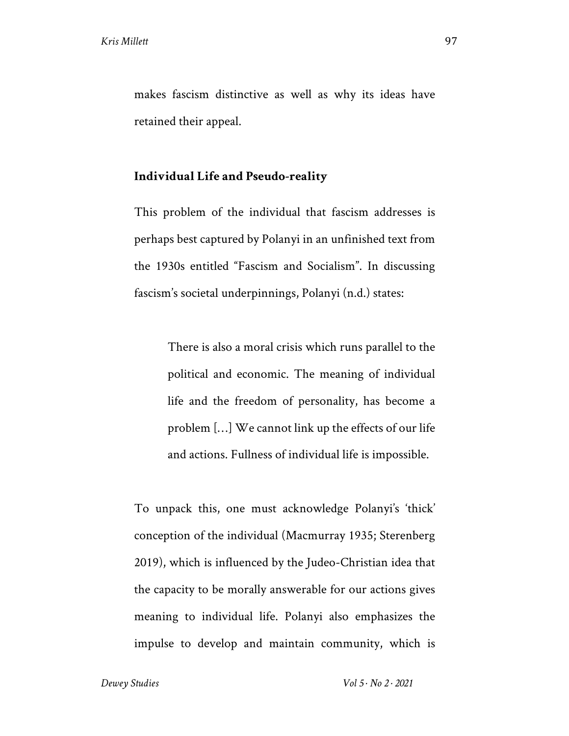makes fascism distinctive as well as why its ideas have retained their appeal.

## Individual Life and Pseudo-reality

This problem of the individual that fascism addresses is perhaps best captured by Polanyi in an unfinished text from the 1930s entitled "Fascism and Socialism". In discussing fascism's societal underpinnings, Polanyi (n.d.) states:

> There is also a moral crisis which runs parallel to the political and economic. The meaning of individual life and the freedom of personality, has become a problem […] We cannot link up the effects of our life and actions. Fullness of individual life is impossible.

To unpack this, one must acknowledge Polanyi's 'thick' conception of the individual (Macmurray 1935; Sterenberg 2019), which is influenced by the Judeo-Christian idea that the capacity to be morally answerable for our actions gives meaning to individual life. Polanyi also emphasizes the impulse to develop and maintain community, which is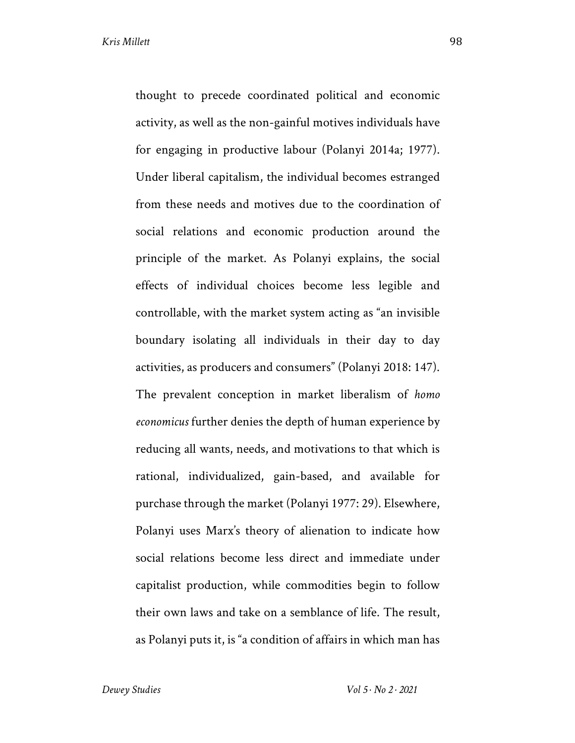thought to precede coordinated political and economic activity, as well as the non-gainful motives individuals have for engaging in productive labour (Polanyi 2014a; 1977). Under liberal capitalism, the individual becomes estranged from these needs and motives due to the coordination of social relations and economic production around the principle of the market. As Polanyi explains, the social effects of individual choices become less legible and controllable, with the market system acting as "an invisible boundary isolating all individuals in their day to day activities, as producers and consumers" (Polanyi 2018: 147). The prevalent conception in market liberalism of *homo economicus* further denies the depth of human experience by reducing all wants, needs, and motivations to that which is rational, individualized, gain-based, and available for purchase through the market (Polanyi 1977: 29). Elsewhere, Polanyi uses Marx's theory of alienation to indicate how social relations become less direct and immediate under capitalist production, while commodities begin to follow their own laws and take on a semblance of life. The result, as Polanyi puts it, is "a condition of affairs in which man has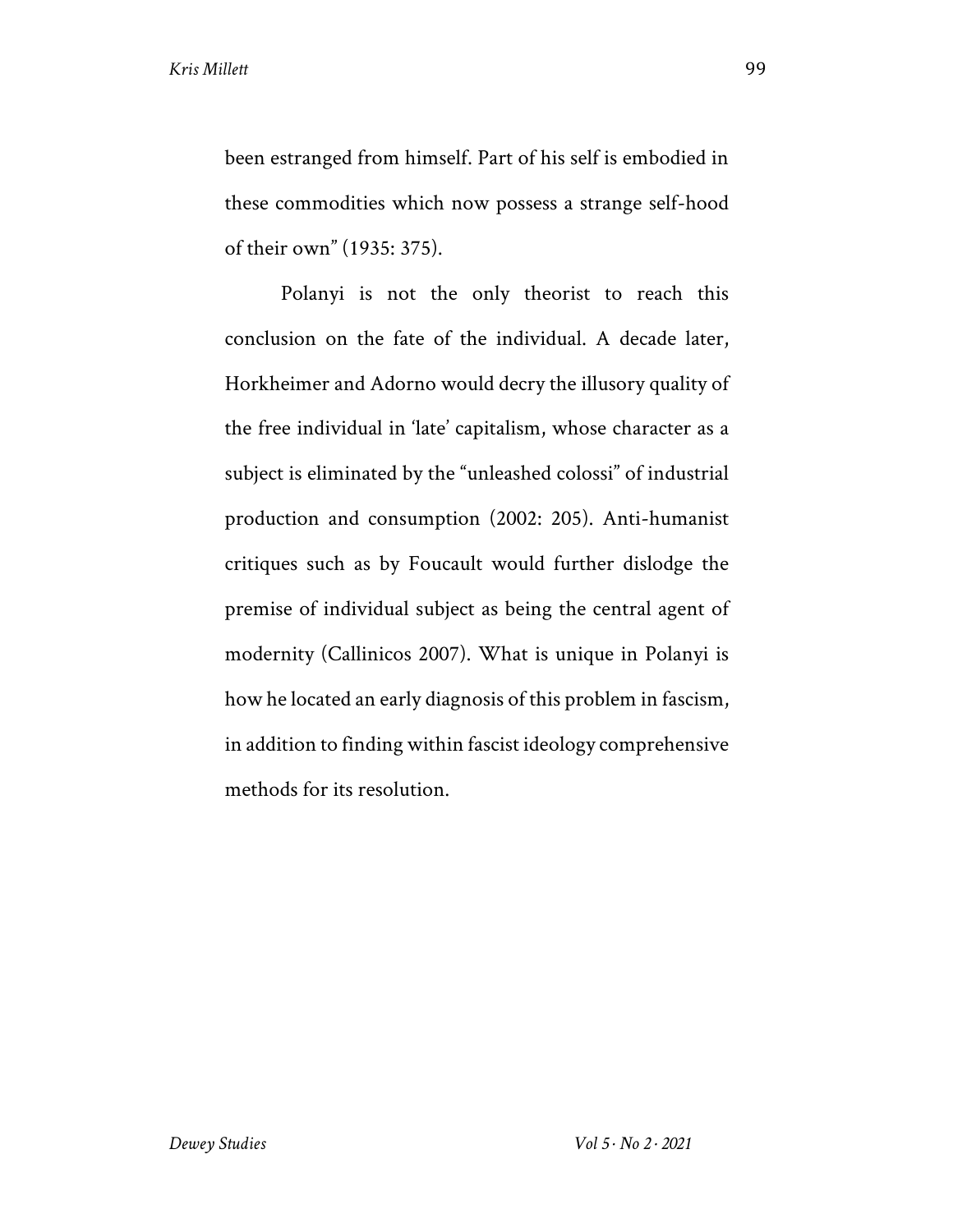been estranged from himself. Part of his self is embodied in these commodities which now possess a strange self-hood of their own" (1935: 375).

Polanyi is not the only theorist to reach this conclusion on the fate of the individual. A decade later, Horkheimer and Adorno would decry the illusory quality of the free individual in 'late' capitalism, whose character as a subject is eliminated by the "unleashed colossi" of industrial production and consumption (2002: 205). Anti-humanist critiques such as by Foucault would further dislodge the premise of individual subject as being the central agent of modernity (Callinicos 2007). What is unique in Polanyi is how he located an early diagnosis of this problem in fascism, in addition to finding within fascist ideology comprehensive methods for its resolution.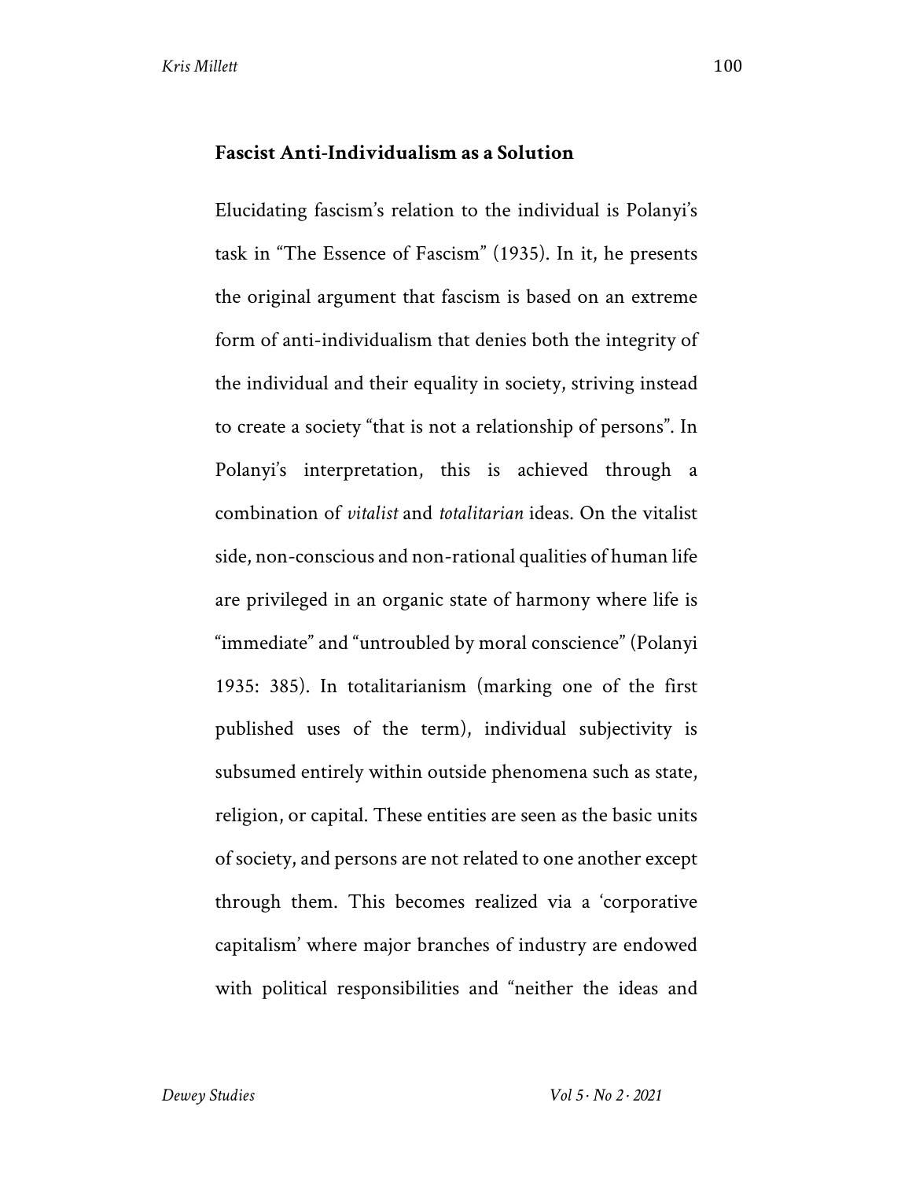## Fascist Anti-Individualism as a Solution

Elucidating fascism's relation to the individual is Polanyi's task in "The Essence of Fascism" (1935). In it, he presents the original argument that fascism is based on an extreme form of anti-individualism that denies both the integrity of the individual and their equality in society, striving instead to create a society "that is not a relationship of persons". In Polanyi's interpretation, this is achieved through a combination of *vitalist* and *totalitarian* ideas. On the vitalist side, non-conscious and non-rational qualities of human life are privileged in an organic state of harmony where life is "immediate" and "untroubled by moral conscience" (Polanyi 1935: 385). In totalitarianism (marking one of the first published uses of the term), individual subjectivity is subsumed entirely within outside phenomena such as state, religion, or capital. These entities are seen as the basic units of society, and persons are not related to one another except through them. This becomes realized via a 'corporative capitalism' where major branches of industry are endowed with political responsibilities and "neither the ideas and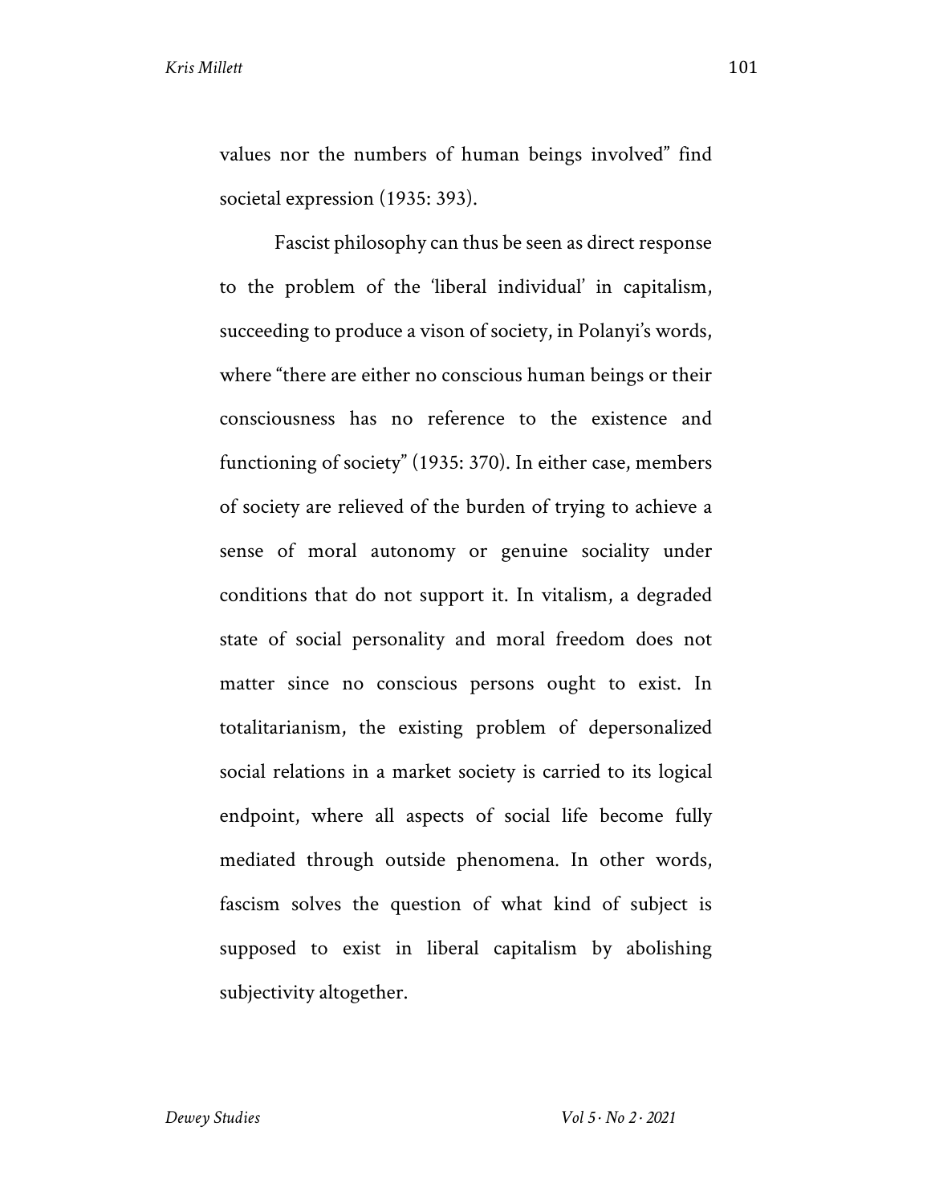values nor the numbers of human beings involved" find societal expression (1935: 393).

Fascist philosophy can thus be seen as direct response to the problem of the 'liberal individual' in capitalism, succeeding to produce a vison of society, in Polanyi's words, where "there are either no conscious human beings or their consciousness has no reference to the existence and functioning of society" (1935: 370). In either case, members of society are relieved of the burden of trying to achieve a sense of moral autonomy or genuine sociality under conditions that do not support it. In vitalism, a degraded state of social personality and moral freedom does not matter since no conscious persons ought to exist. In totalitarianism, the existing problem of depersonalized social relations in a market society is carried to its logical endpoint, where all aspects of social life become fully mediated through outside phenomena. In other words, fascism solves the question of what kind of subject is supposed to exist in liberal capitalism by abolishing subjectivity altogether.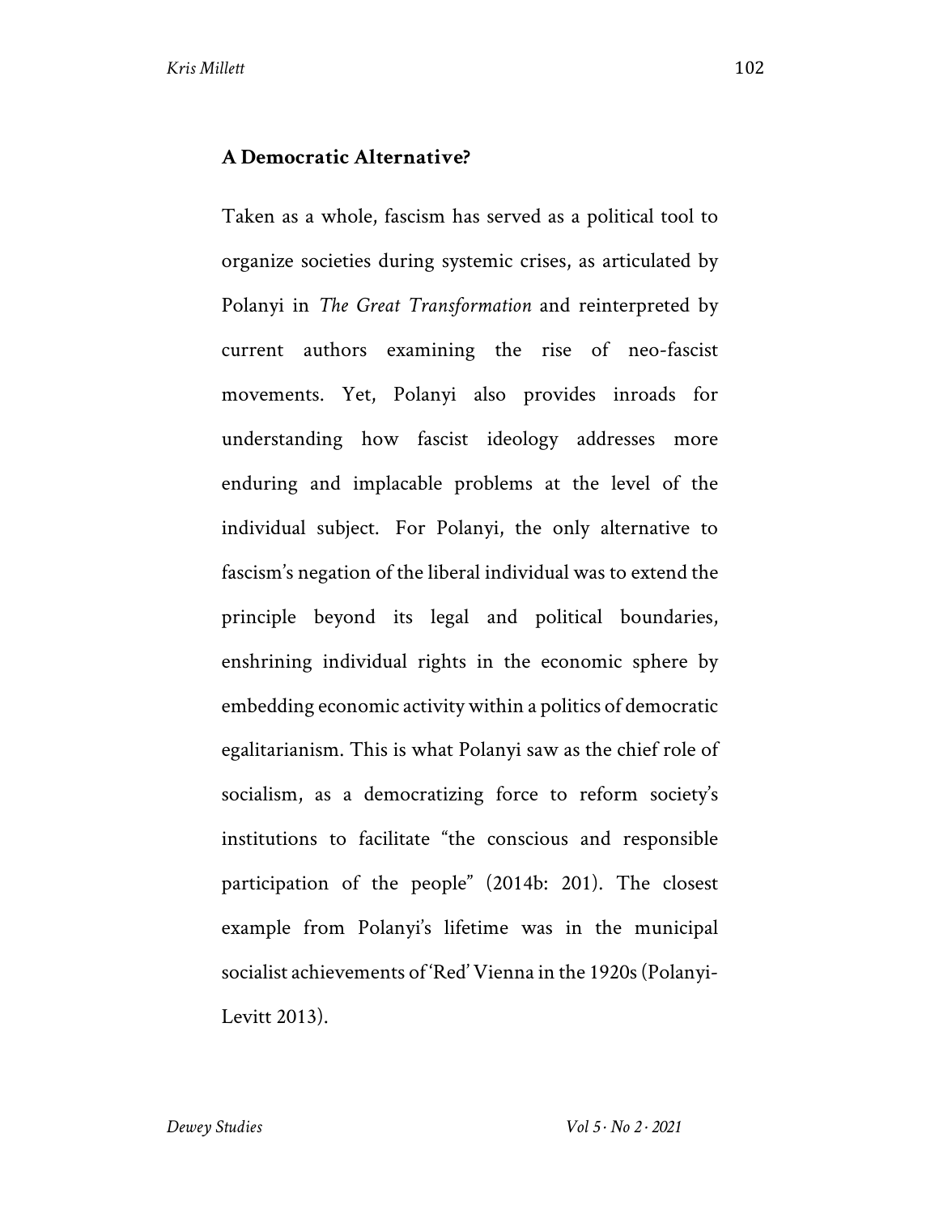## A Democratic Alternative?

Taken as a whole, fascism has served as a political tool to organize societies during systemic crises, as articulated by Polanyi in *The Great Transformation* and reinterpreted by current authors examining the rise of neo-fascist movements. Yet, Polanyi also provides inroads for understanding how fascist ideology addresses more enduring and implacable problems at the level of the individual subject. For Polanyi, the only alternative to fascism's negation of the liberal individual was to extend the principle beyond its legal and political boundaries, enshrining individual rights in the economic sphere by embedding economic activity within a politics of democratic egalitarianism. This is what Polanyi saw as the chief role of socialism, as a democratizing force to reform society's institutions to facilitate "the conscious and responsible participation of the people" (2014b: 201). The closest example from Polanyi's lifetime was in the municipal socialist achievements of 'Red' Vienna in the 1920s (Polanyi-Levitt 2013).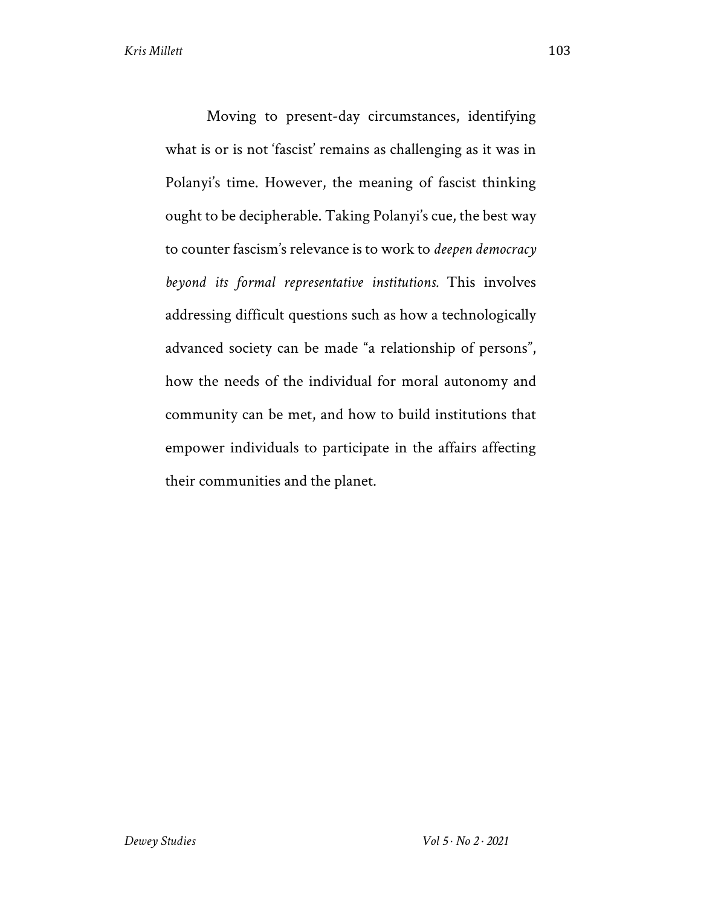Moving to present-day circumstances, identifying what is or is not 'fascist' remains as challenging as it was in Polanyi's time. However, the meaning of fascist thinking ought to be decipherable. Taking Polanyi's cue, the best way to counter fascism's relevance is to work to *deepen democracy beyond its formal representative institutions.* This involves addressing difficult questions such as how a technologically advanced society can be made "a relationship of persons", how the needs of the individual for moral autonomy and community can be met, and how to build institutions that empower individuals to participate in the affairs affecting their communities and the planet.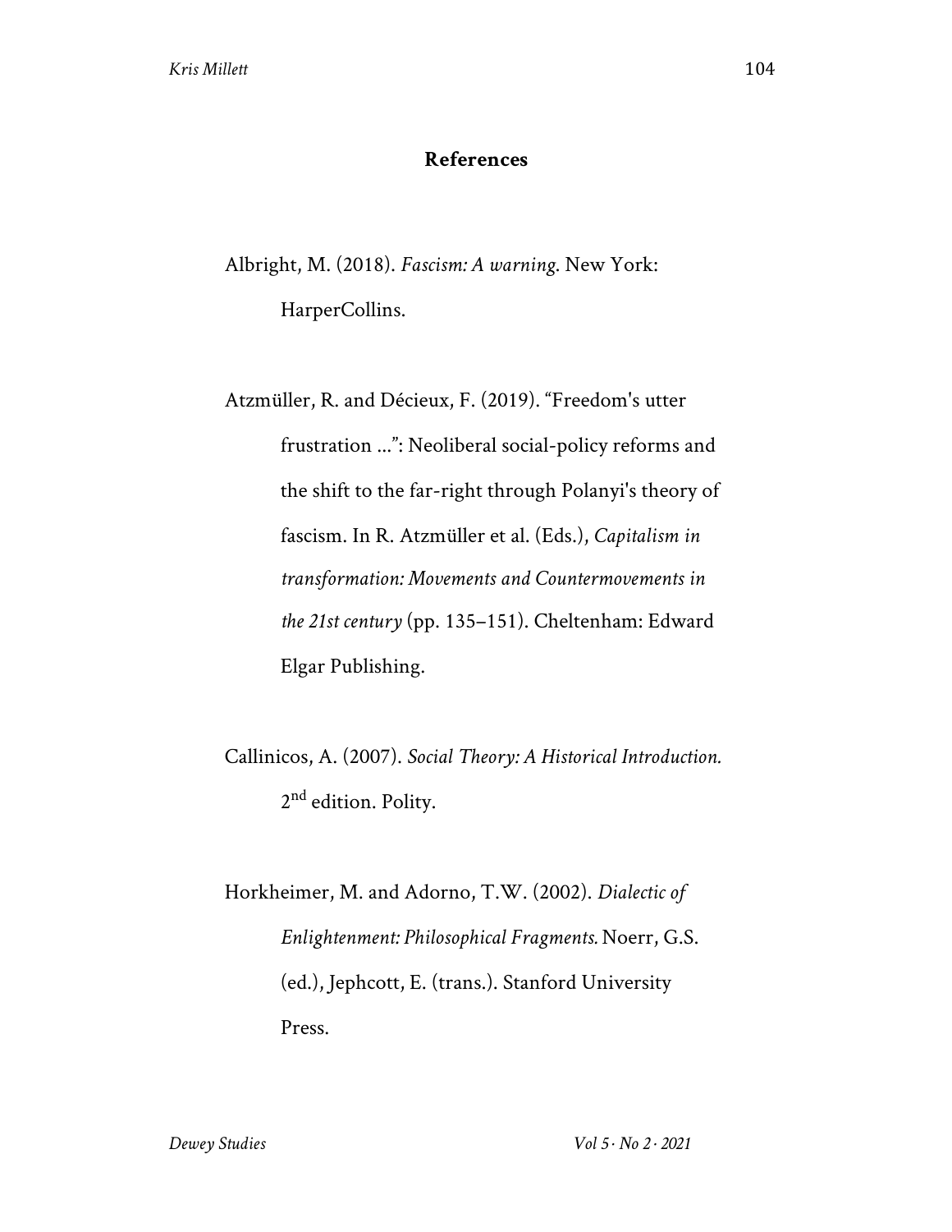## References

Albright, M. (2018). *Fascism: A warning.* New York: HarperCollins.

Atzmüller, R. and Décieux, F. (2019). "Freedom's utter frustration ...": Neoliberal social-policy reforms and the shift to the far-right through Polanyi's theory of fascism. In R. Atzmüller et al. (Eds.), *Capitalism in transformation: Movements and Countermovements in the 21st century* (pp. 135–151). Cheltenham: Edward Elgar Publishing.

Callinicos, A. (2007). *Social Theory: A Historical Introduction.* 2nd edition. Polity.

Horkheimer, M. and Adorno, T.W. (2002). *Dialectic of Enlightenment: Philosophical Fragments.* Noerr, G.S. (ed.), Jephcott, E. (trans.). Stanford University Press.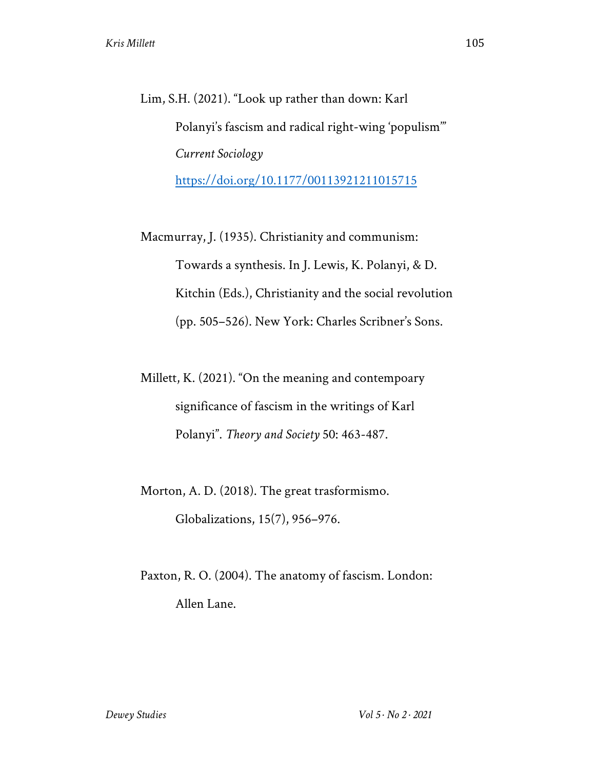Lim, S.H. (2021). “Look up rather than down: Karl Polanyi’s fascism and radical right-wing ‘populism’” *Current Sociology* https://doi.org/10.1177/00113921211015715

Macmurray, J. (1935). Christianity and communism: Towards a synthesis. In J. Lewis, K. Polanyi, & D. Kitchin (Eds.), Christianity and the social revolution (pp. 505–526). New York: Charles Scribner’s Sons.

Millett, K. (2021). “On the meaning and contempoary significance of fascism in the writings of Karl Polanyi”. *Theory and Society* 50: 463-487.

Morton, A. D. (2018). The great trasformismo. Globalizations, 15(7), 956–976.

Paxton, R. O. (2004). The anatomy of fascism. London: Allen Lane.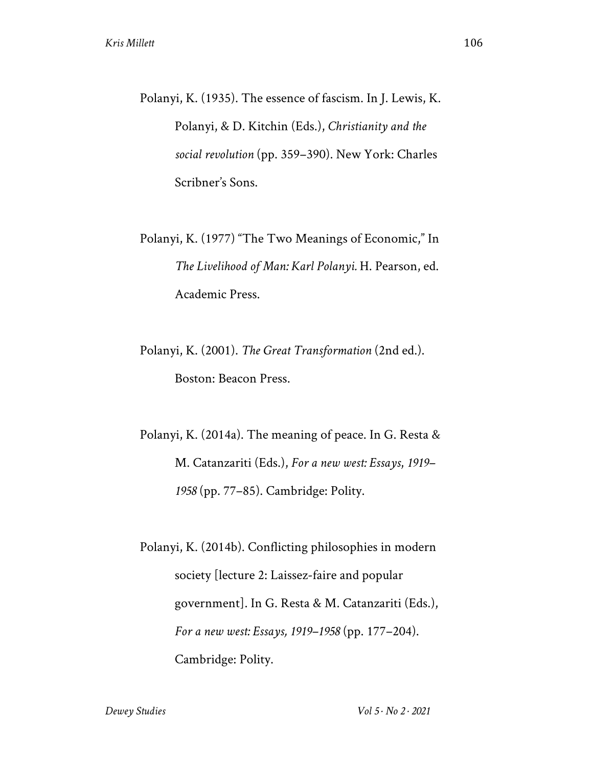Polanyi, K. (1935). The essence of fascism. In J. Lewis, K. Polanyi, & D. Kitchin (Eds.), *Christianity and the social revolution* (pp. 359–390). New York: Charles Scribner's Sons.

Polanyi, K. (1977) "The Two Meanings of Economic," In *The Livelihood of Man: Karl Polanyi.* H. Pearson, ed. Academic Press.

Polanyi, K. (2001). *The Great Transformation* (2nd ed.). Boston: Beacon Press.

Polanyi, K. (2014a). The meaning of peace. In G. Resta & M. Catanzariti (Eds.), *For a new west: Essays, 1919–1958* (pp. 77–85). Cambridge: Polity.

Polanyi, K. (2014b). Conflicting philosophies in modern society [lecture 2: Laissez-faire and popular government]. In G. Resta & M. Catanzariti (Eds.), *For a new west: Essays, 1919–1958* (pp. 177–204). Cambridge: Polity.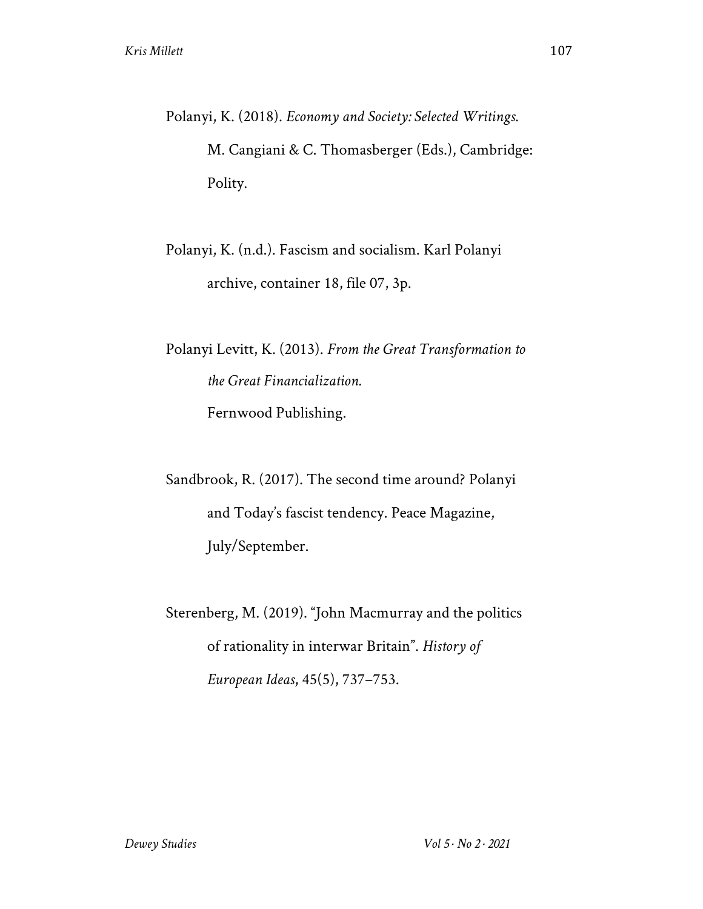Polanyi, K. (2018). *Economy and Society: Selected Writings.* M. Cangiani & C. Thomasberger (Eds.), Cambridge: Polity.

Polanyi, K. (n.d.). Fascism and socialism. Karl Polanyi archive, container 18, file 07, 3p.

Polanyi Levitt, K. (2013). *From the Great Transformation to the Great Financialization.* Fernwood Publishing.

Sandbrook, R. (2017). The second time around? Polanyi and Today's fascist tendency. Peace Magazine, July/September.

Sterenberg, M. (2019). "John Macmurray and the politics of rationality in interwar Britain". *History of European Ideas*, 45(5), 737–753.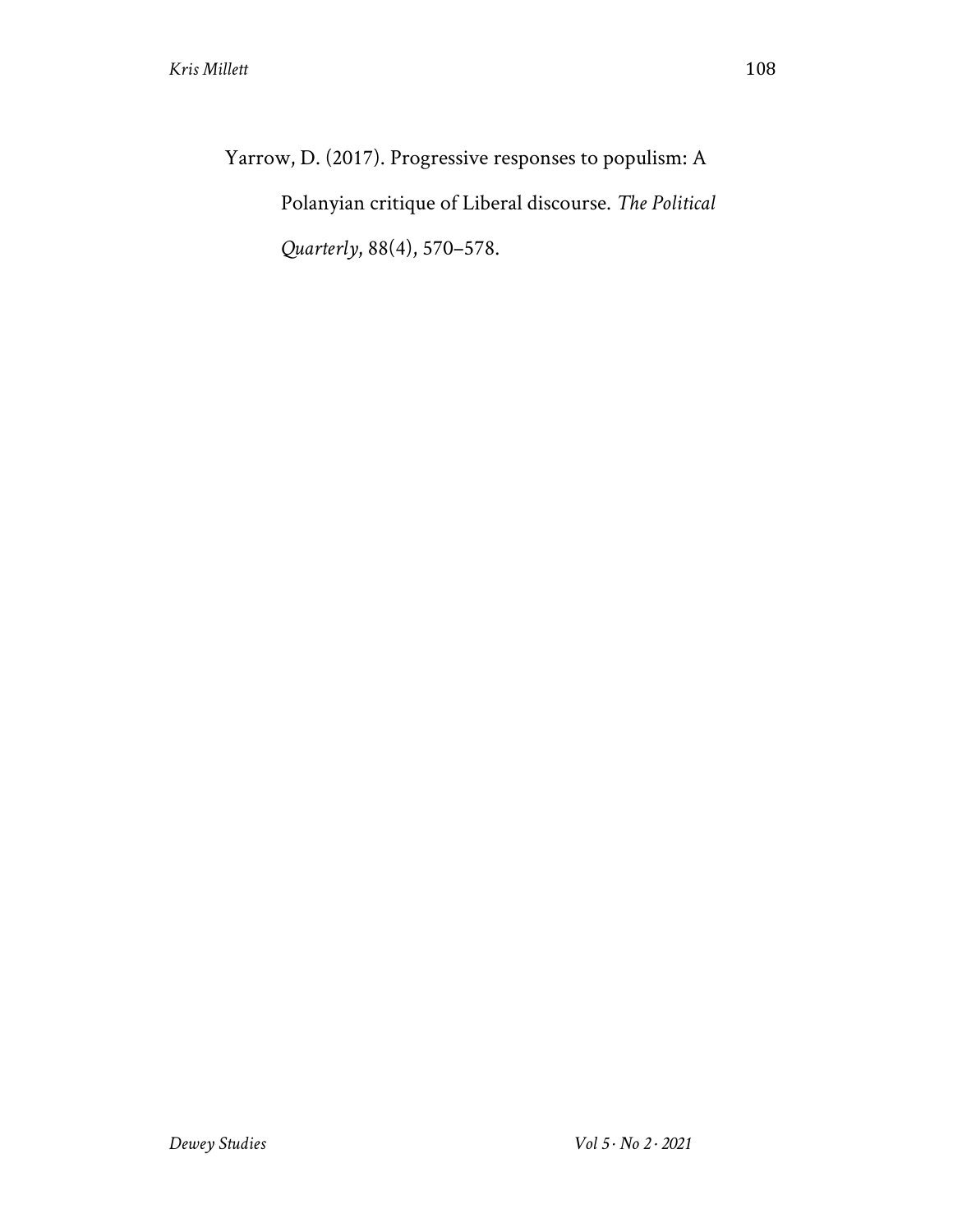Yarrow, D. (2017). Progressive responses to populism: A Polanyian critique of Liberal discourse. *The Political Quarterly*, 88(4), 570–578.